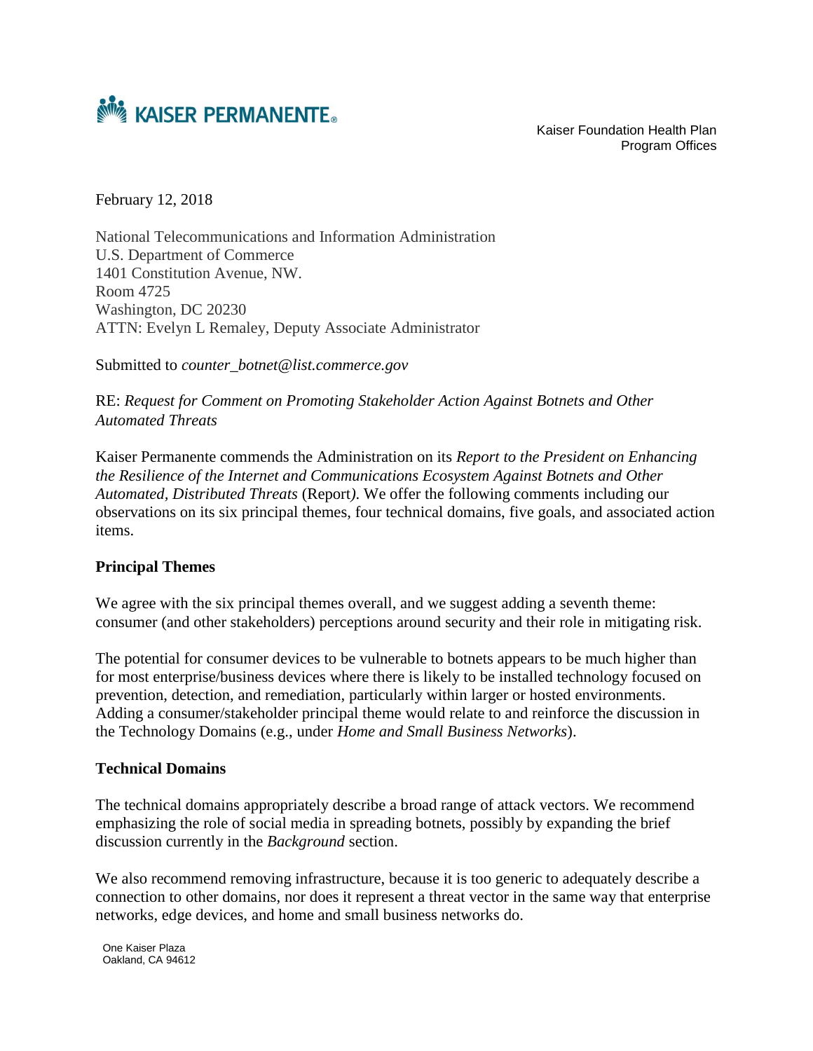KAISER PERMANENTE®

Kaiser Foundation Health Plan
Program Offices

February 12, 2018

National Telecommunications and Information Administration
U.S. Department of Commerce
1401 Constitution Avenue, NW.
Room 4725
Washington, DC 20230
ATTN: Evelyn L Remaley, Deputy Associate Administrator

Submitted to *counter_botnet@list.commerce.gov*

RE: *Request for Comment on Promoting Stakeholder Action Against Botnets and Other Automated Threats*

Kaiser Permanente commends the Administration on its *Report to the President on Enhancing the Resilience of the Internet and Communications Ecosystem Against Botnets and Other Automated, Distributed Threats* (Report). We offer the following comments including our observations on its six principal themes, four technical domains, five goals, and associated action items.

**Principal Themes**

We agree with the six principal themes overall, and we suggest adding a seventh theme: consumer (and other stakeholders) perceptions around security and their role in mitigating risk.

The potential for consumer devices to be vulnerable to botnets appears to be much higher than for most enterprise/business devices where there is likely to be installed technology focused on prevention, detection, and remediation, particularly within larger or hosted environments. Adding a consumer/stakeholder principal theme would relate to and reinforce the discussion in the Technology Domains (e.g., under *Home and Small Business Networks*).

**Technical Domains**

The technical domains appropriately describe a broad range of attack vectors. We recommend emphasizing the role of social media in spreading botnets, possibly by expanding the brief discussion currently in the *Background* section.

We also recommend removing infrastructure, because it is too generic to adequately describe a connection to other domains, nor does it represent a threat vector in the same way that enterprise networks, edge devices, and home and small business networks do.

One Kaiser Plaza
Oakland, CA 94612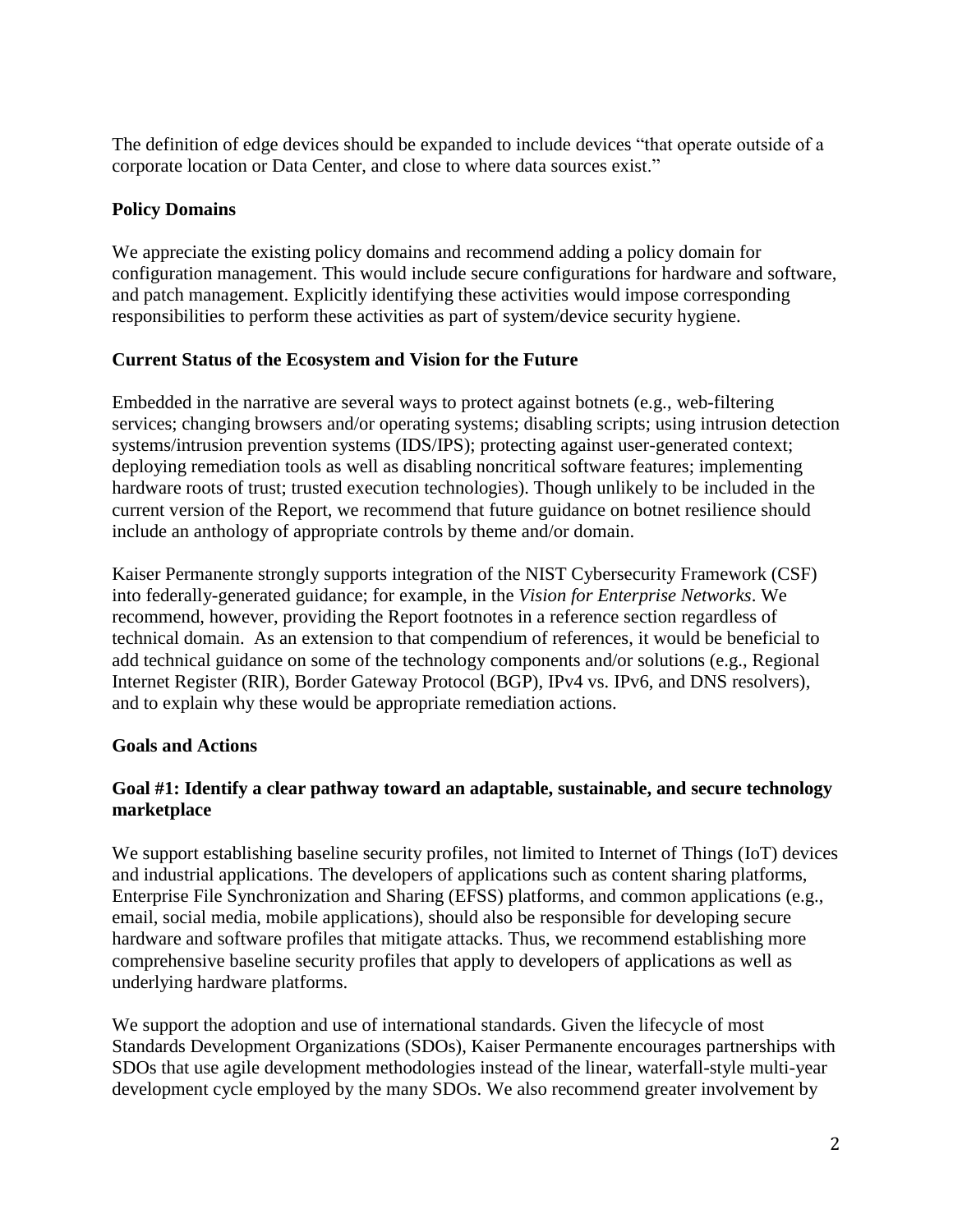The definition of edge devices should be expanded to include devices "that operate outside of a corporate location or Data Center, and close to where data sources exist."

**Policy Domains**

We appreciate the existing policy domains and recommend adding a policy domain for configuration management. This would include secure configurations for hardware and software, and patch management. Explicitly identifying these activities would impose corresponding responsibilities to perform these activities as part of system/device security hygiene.

**Current Status of the Ecosystem and Vision for the Future**

Embedded in the narrative are several ways to protect against botnets (e.g., web-filtering services; changing browsers and/or operating systems; disabling scripts; using intrusion detection systems/intrusion prevention systems (IDS/IPS); protecting against user-generated context; deploying remediation tools as well as disabling noncritical software features; implementing hardware roots of trust; trusted execution technologies). Though unlikely to be included in the current version of the Report, we recommend that future guidance on botnet resilience should include an anthology of appropriate controls by theme and/or domain.

Kaiser Permanente strongly supports integration of the NIST Cybersecurity Framework (CSF) into federally-generated guidance; for example, in the *Vision for Enterprise Networks*. We recommend, however, providing the Report footnotes in a reference section regardless of technical domain. As an extension to that compendium of references, it would be beneficial to add technical guidance on some of the technology components and/or solutions (e.g., Regional Internet Register (RIR), Border Gateway Protocol (BGP), IPv4 vs. IPv6, and DNS resolvers), and to explain why these would be appropriate remediation actions.

**Goals and Actions**

**Goal #1: Identify a clear pathway toward an adaptable, sustainable, and secure technology marketplace**

We support establishing baseline security profiles, not limited to Internet of Things (IoT) devices and industrial applications. The developers of applications such as content sharing platforms, Enterprise File Synchronization and Sharing (EFSS) platforms, and common applications (e.g., email, social media, mobile applications), should also be responsible for developing secure hardware and software profiles that mitigate attacks. Thus, we recommend establishing more comprehensive baseline security profiles that apply to developers of applications as well as underlying hardware platforms.

We support the adoption and use of international standards. Given the lifecycle of most Standards Development Organizations (SDOs), Kaiser Permanente encourages partnerships with SDOs that use agile development methodologies instead of the linear, waterfall-style multi-year development cycle employed by the many SDOs. We also recommend greater involvement by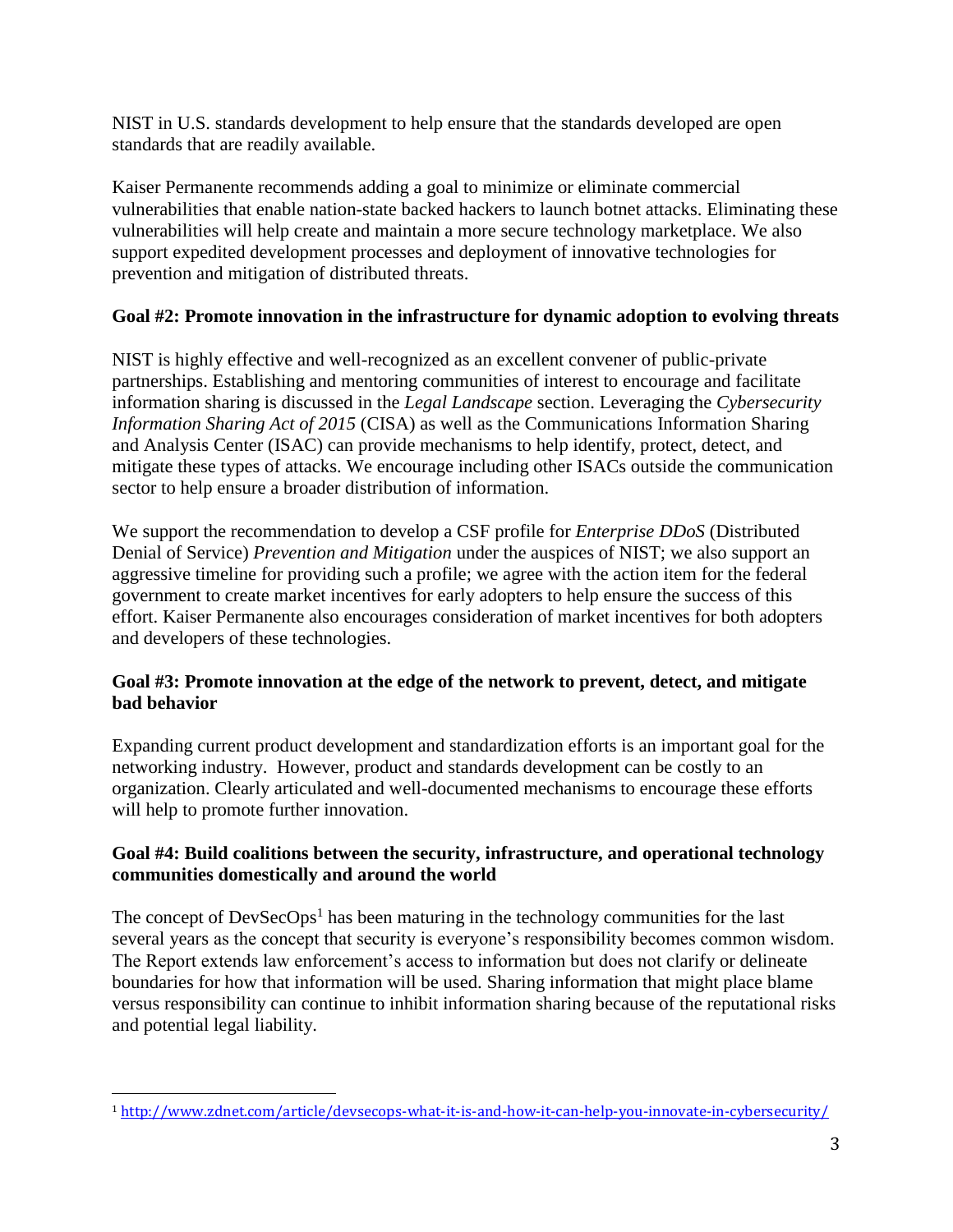NIST in U.S. standards development to help ensure that the standards developed are open standards that are readily available.

Kaiser Permanente recommends adding a goal to minimize or eliminate commercial vulnerabilities that enable nation-state backed hackers to launch botnet attacks. Eliminating these vulnerabilities will help create and maintain a more secure technology marketplace. We also support expedited development processes and deployment of innovative technologies for prevention and mitigation of distributed threats.

**Goal #2: Promote innovation in the infrastructure for dynamic adoption to evolving threats**

NIST is highly effective and well-recognized as an excellent convener of public-private partnerships. Establishing and mentoring communities of interest to encourage and facilitate information sharing is discussed in the *Legal Landscape* section. Leveraging the *Cybersecurity Information Sharing Act of 2015* (CISA) as well as the Communications Information Sharing and Analysis Center (ISAC) can provide mechanisms to help identify, protect, detect, and mitigate these types of attacks. We encourage including other ISACs outside the communication sector to help ensure a broader distribution of information.

We support the recommendation to develop a CSF profile for *Enterprise DDoS* (Distributed Denial of Service) *Prevention and Mitigation* under the auspices of NIST; we also support an aggressive timeline for providing such a profile; we agree with the action item for the federal government to create market incentives for early adopters to help ensure the success of this effort. Kaiser Permanente also encourages consideration of market incentives for both adopters and developers of these technologies.

**Goal #3: Promote innovation at the edge of the network to prevent, detect, and mitigate bad behavior**

Expanding current product development and standardization efforts is an important goal for the networking industry. However, product and standards development can be costly to an organization. Clearly articulated and well-documented mechanisms to encourage these efforts will help to promote further innovation.

**Goal #4: Build coalitions between the security, infrastructure, and operational technology communities domestically and around the world**

The concept of DevSecOps[1] has been maturing in the technology communities for the last several years as the concept that security is everyone's responsibility becomes common wisdom. The Report extends law enforcement's access to information but does not clarify or delineate boundaries for how that information will be used. Sharing information that might place blame versus responsibility can continue to inhibit information sharing because of the reputational risks and potential legal liability.

---

[1] http://www.zdnet.com/article/devsecops-what-it-is-and-how-it-can-help-you-innovate-in-cybersecurity/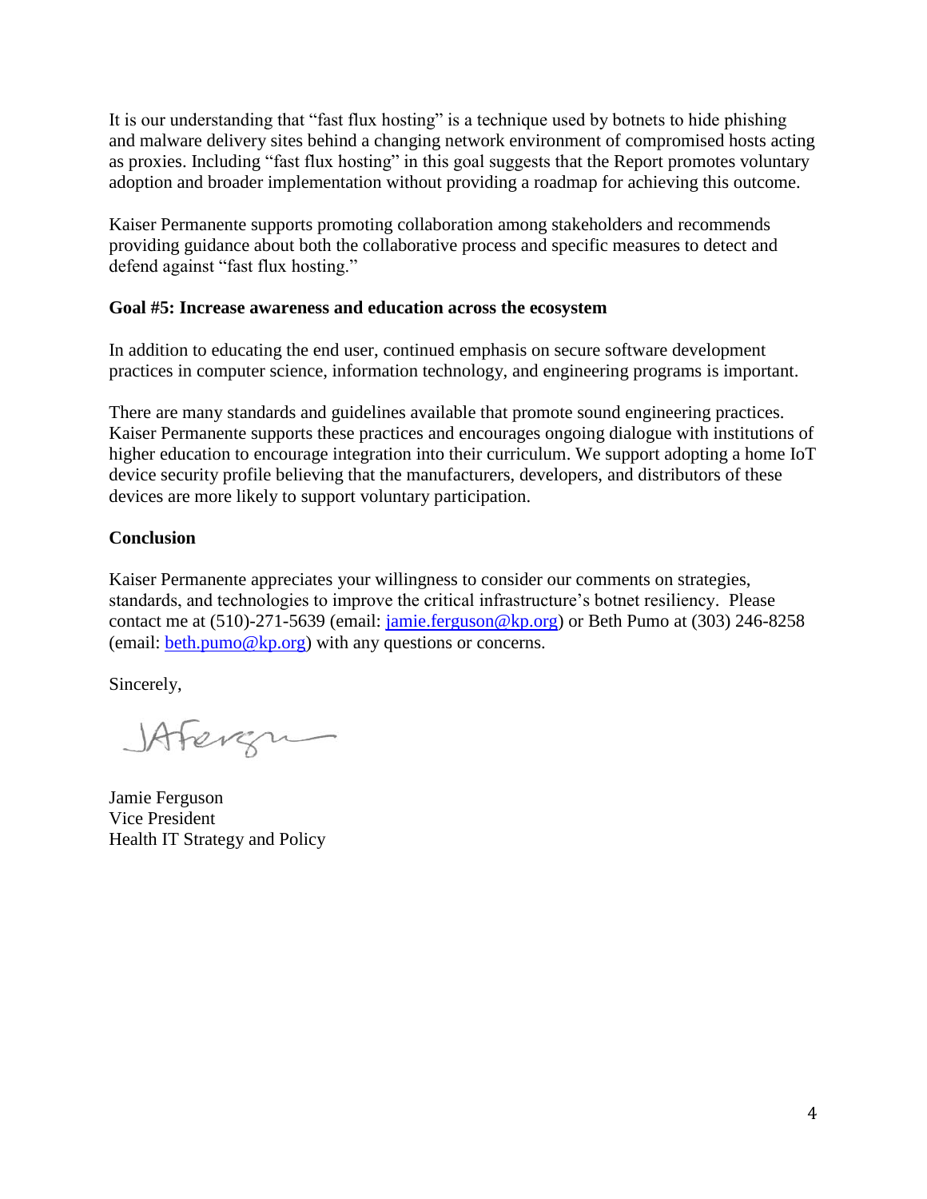It is our understanding that "fast flux hosting" is a technique used by botnets to hide phishing and malware delivery sites behind a changing network environment of compromised hosts acting as proxies. Including "fast flux hosting" in this goal suggests that the Report promotes voluntary adoption and broader implementation without providing a roadmap for achieving this outcome.

Kaiser Permanente supports promoting collaboration among stakeholders and recommends providing guidance about both the collaborative process and specific measures to detect and defend against "fast flux hosting."

**Goal #5: Increase awareness and education across the ecosystem**

In addition to educating the end user, continued emphasis on secure software development practices in computer science, information technology, and engineering programs is important.

There are many standards and guidelines available that promote sound engineering practices. Kaiser Permanente supports these practices and encourages ongoing dialogue with institutions of higher education to encourage integration into their curriculum. We support adopting a home IoT device security profile believing that the manufacturers, developers, and distributors of these devices are more likely to support voluntary participation.

**Conclusion**

Kaiser Permanente appreciates your willingness to consider our comments on strategies, standards, and technologies to improve the critical infrastructure's botnet resiliency. Please contact me at (510)-271-5639 (email: jamie.ferguson@kp.org) or Beth Pumo at (303) 246-8258 (email: beth.pumo@kp.org) with any questions or concerns.

Sincerely,

Jamie Ferguson
Vice President
Health IT Strategy and Policy